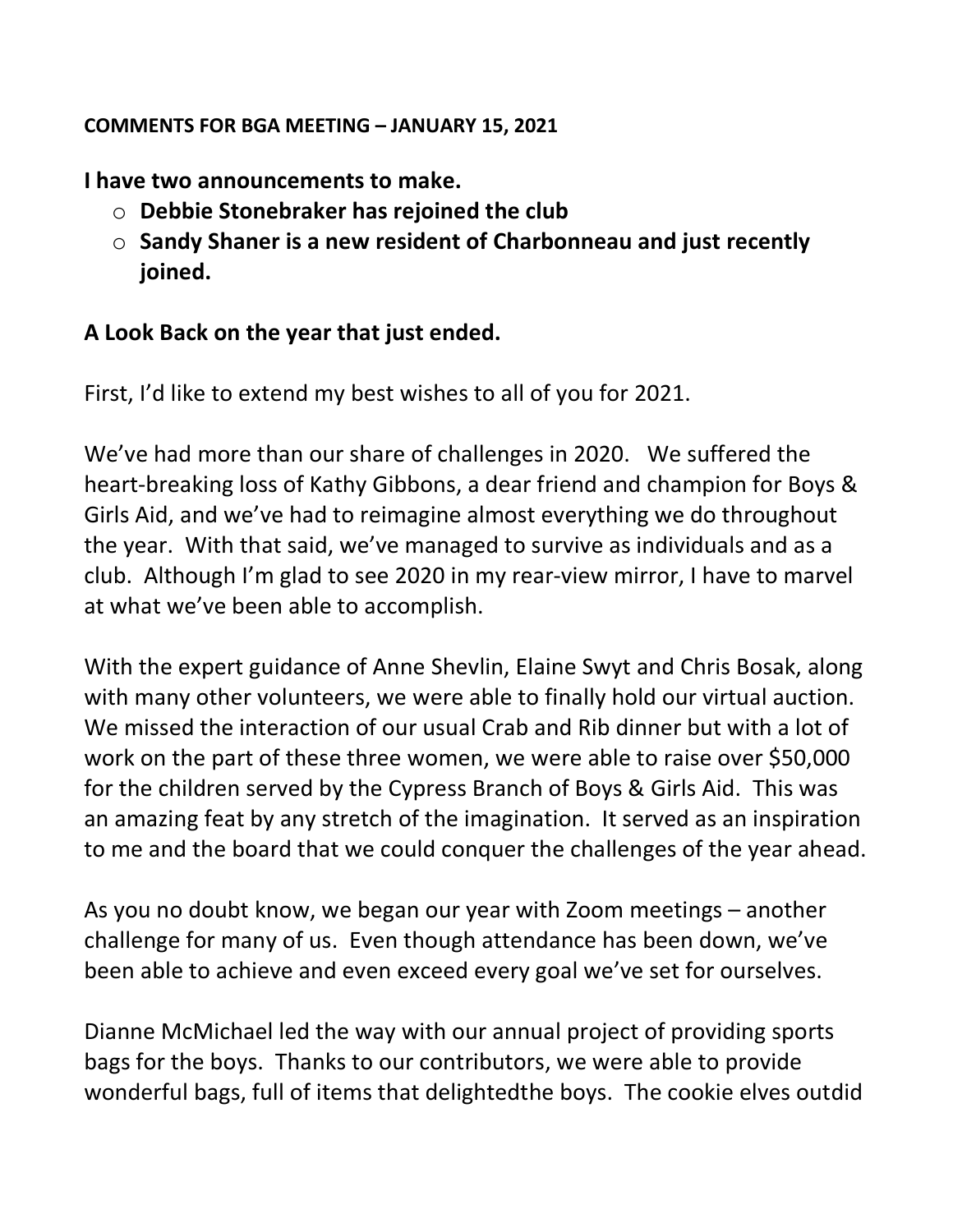**COMMENTS FOR BGA MEETING – JANUARY 15, 2021**

**I have two announcements to make.**

- **Debbie Stonebraker has rejoined the club**
- **Sandy Shaner is a new resident of Charbonneau and just recently joined.**

**A Look Back on the year that just ended.**

First, I'd like to extend my best wishes to all of you for 2021.

We've had more than our share of challenges in 2020. We suffered the heart-breaking loss of Kathy Gibbons, a dear friend and champion for Boys & Girls Aid, and we've had to reimagine almost everything we do throughout the year. With that said, we've managed to survive as individuals and as a club. Although I'm glad to see 2020 in my rear-view mirror, I have to marvel at what we've been able to accomplish.

With the expert guidance of Anne Shevlin, Elaine Swyt and Chris Bosak, along with many other volunteers, we were able to finally hold our virtual auction. We missed the interaction of our usual Crab and Rib dinner but with a lot of work on the part of these three women, we were able to raise over $50,000 for the children served by the Cypress Branch of Boys & Girls Aid. This was an amazing feat by any stretch of the imagination. It served as an inspiration to me and the board that we could conquer the challenges of the year ahead.

As you no doubt know, we began our year with Zoom meetings – another challenge for many of us. Even though attendance has been down, we've been able to achieve and even exceed every goal we've set for ourselves.

Dianne McMichael led the way with our annual project of providing sports bags for the boys. Thanks to our contributors, we were able to provide wonderful bags, full of items that delightedthe boys. The cookie elves outdid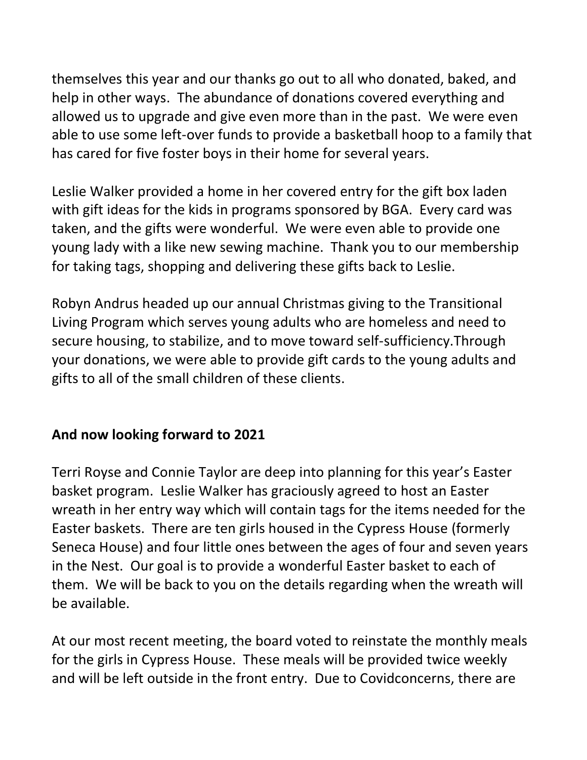themselves this year and our thanks go out to all who donated, baked, and help in other ways. The abundance of donations covered everything and allowed us to upgrade and give even more than in the past. We were even able to use some left-over funds to provide a basketball hoop to a family that has cared for five foster boys in their home for several years.

Leslie Walker provided a home in her covered entry for the gift box laden with gift ideas for the kids in programs sponsored by BGA. Every card was taken, and the gifts were wonderful. We were even able to provide one young lady with a like new sewing machine. Thank you to our membership for taking tags, shopping and delivering these gifts back to Leslie.

Robyn Andrus headed up our annual Christmas giving to the Transitional Living Program which serves young adults who are homeless and need to secure housing, to stabilize, and to move toward self-sufficiency.Through your donations, we were able to provide gift cards to the young adults and gifts to all of the small children of these clients.

**And now looking forward to 2021**

Terri Royse and Connie Taylor are deep into planning for this year's Easter basket program. Leslie Walker has graciously agreed to host an Easter wreath in her entry way which will contain tags for the items needed for the Easter baskets. There are ten girls housed in the Cypress House (formerly Seneca House) and four little ones between the ages of four and seven years in the Nest. Our goal is to provide a wonderful Easter basket to each of them. We will be back to you on the details regarding when the wreath will be available.

At our most recent meeting, the board voted to reinstate the monthly meals for the girls in Cypress House. These meals will be provided twice weekly and will be left outside in the front entry. Due to Covidconcerns, there are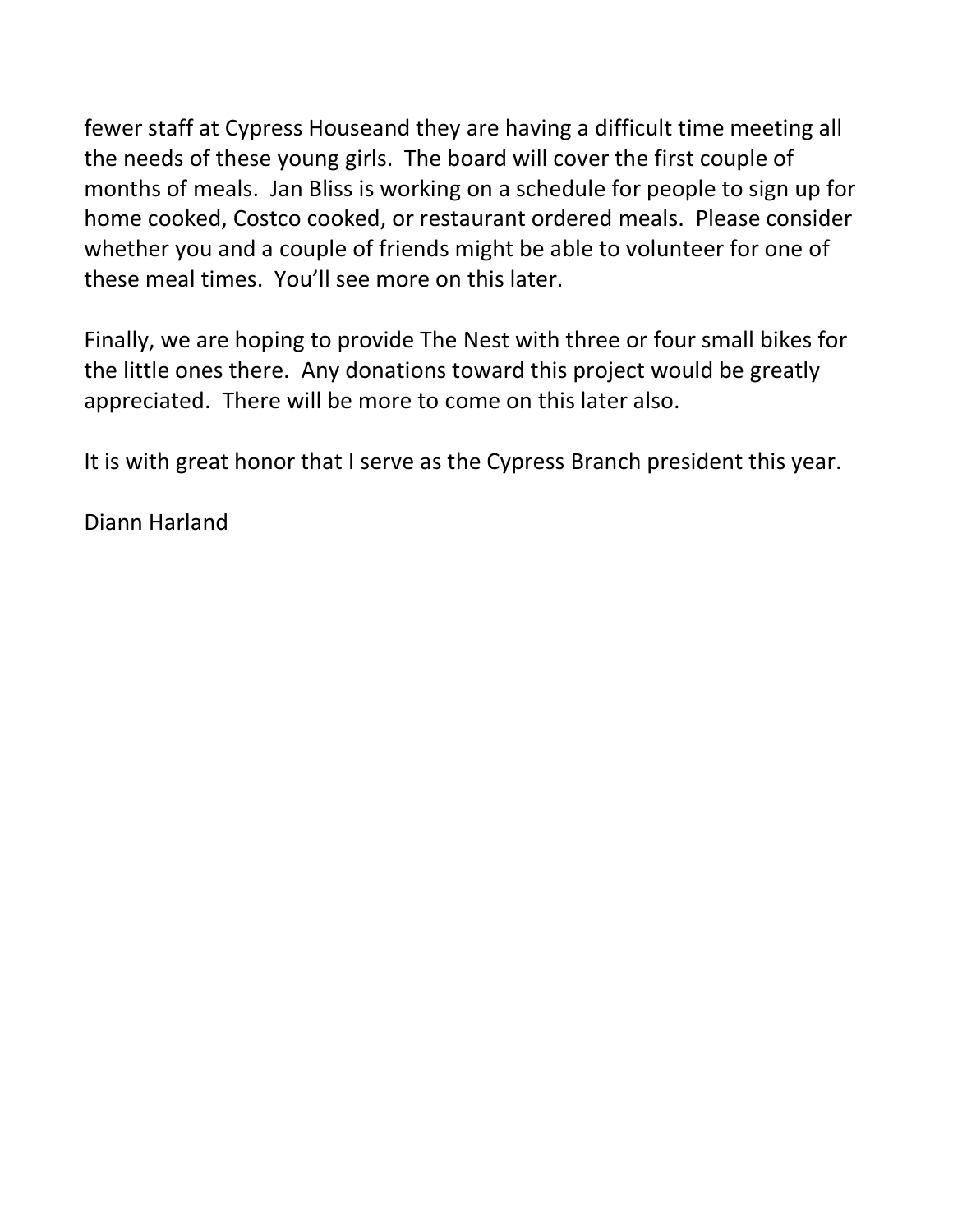fewer staff at Cypress Houseand they are having a difficult time meeting all the needs of these young girls. The board will cover the first couple of months of meals. Jan Bliss is working on a schedule for people to sign up for home cooked, Costco cooked, or restaurant ordered meals. Please consider whether you and a couple of friends might be able to volunteer for one of these meal times. You'll see more on this later.

Finally, we are hoping to provide The Nest with three or four small bikes for the little ones there. Any donations toward this project would be greatly appreciated. There will be more to come on this later also.

It is with great honor that I serve as the Cypress Branch president this year.

Diann Harland